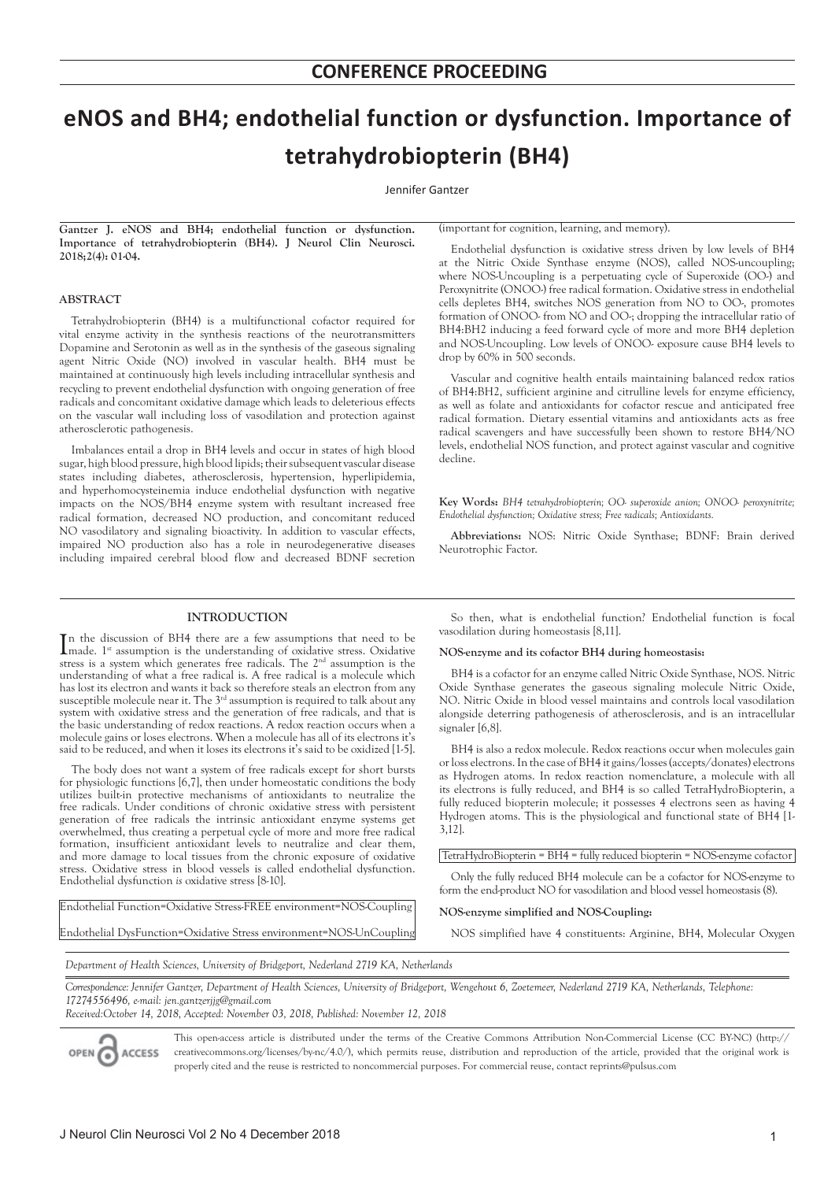CONFERENCE PROCEEDING

# eNOS and BH4; endothelial function or dysfunction. Importance of tetrahydrobiopterin (BH4)

Jennifer Gantzer

**Gantzer J. eNOS and BH4; endothelial function or dysfunction. Importance of tetrahydrobiopterin (BH4). J Neurol Clin Neurosci. 2018;2(4): 01-04.**

## ABSTRACT

Tetrahydrobiopterin (BH4) is a multifunctional cofactor required for vital enzyme activity in the synthesis reactions of the neurotransmitters Dopamine and Serotonin as well as in the synthesis of the gaseous signaling agent Nitric Oxide (NO) involved in vascular health. BH4 must be maintained at continuously high levels including intracellular synthesis and recycling to prevent endothelial dysfunction with ongoing generation of free radicals and concomitant oxidative damage which leads to deleterious effects on the vascular wall including loss of vasodilation and protection against atherosclerotic pathogenesis.

Imbalances entail a drop in BH4 levels and occur in states of high blood sugar, high blood pressure, high blood lipids; their subsequent vascular disease states including diabetes, atherosclerosis, hypertension, hyperlipidemia, and hyperhomocysteinemia induce endothelial dysfunction with negative impacts on the NOS/BH4 enzyme system with resultant increased free radical formation, decreased NO production, and concomitant reduced NO vasodilatory and signaling bioactivity. In addition to vascular effects, impaired NO production also has a role in neurodegenerative diseases including impaired cerebral blood flow and decreased BDNF secretion (important for cognition, learning, and memory).

Endothelial dysfunction is oxidative stress driven by low levels of BH4 at the Nitric Oxide Synthase enzyme (NOS), called NOS-uncoupling; where NOS-Uncoupling is a perpetuating cycle of Superoxide (OO-) and Peroxynitrite (ONOO-) free radical formation. Oxidative stress in endothelial cells depletes BH4, switches NOS generation from NO to OO-, promotes formation of ONOO- from NO and OO-; dropping the intracellular ratio of BH4:BH2 inducing a feed forward cycle of more and more BH4 depletion and NOS-Uncoupling. Low levels of ONOO- exposure cause BH4 levels to drop by 60% in 500 seconds.

Vascular and cognitive health entails maintaining balanced redox ratios of BH4:BH2, sufficient arginine and citrulline levels for enzyme efficiency, as well as folate and antioxidants for cofactor rescue and anticipated free radical formation. Dietary essential vitamins and antioxidants acts as free radical scavengers and have successfully been shown to restore BH4/NO levels, endothelial NOS function, and protect against vascular and cognitive decline.

**Key Words:** *BH4 tetrahydrobiopterin; OO- superoxide anion; ONOO- peroxynitrite; Endothelial dysfunction; Oxidative stress; Free radicals; Antioxidants.*

**Abbreviations:** NOS: Nitric Oxide Synthase; BDNF: Brain derived Neurotrophic Factor.

## INTRODUCTION

In the discussion of BH4 there are a few assumptions that need to be made. 1st assumption is the understanding of oxidative stress. Oxidative stress is a system which generates free radicals. The 2nd assumption is the understanding of what a free radical is. A free radical is a molecule which has lost its electron and wants it back so therefore steals an electron from any susceptible molecule near it. The 3rd assumption is required to talk about any system with oxidative stress and the generation of free radicals, and that is the basic understanding of redox reactions. A redox reaction occurs when a molecule gains or loses electrons. When a molecule has all of its electrons it's said to be reduced, and when it loses its electrons it's said to be oxidized [1-5].

The body does not want a system of free radicals except for short bursts for physiologic functions [6,7], then under homeostatic conditions the body utilizes built-in protective mechanisms of antioxidants to neutralize the free radicals. Under conditions of chronic oxidative stress with persistent generation of free radicals the intrinsic antioxidant enzyme systems get overwhelmed, thus creating a perpetual cycle of more and more free radical formation, insufficient antioxidant levels to neutralize and clear them, and more damage to local tissues from the chronic exposure of oxidative stress. Oxidative stress in blood vessels is called endothelial dysfunction. Endothelial dysfunction *is* oxidative stress [8-10].

Endothelial Function=Oxidative Stress-FREE environment=NOS-Coupling

Endothelial DysFunction=Oxidative Stress environment=NOS-UnCoupling

So then, what is endothelial function? Endothelial function is focal vasodilation during homeostasis [8,11].

**NOS-enzyme and its cofactor BH4 during homeostasis:**

BH4 is a cofactor for an enzyme called Nitric Oxide Synthase, NOS. Nitric Oxide Synthase generates the gaseous signaling molecule Nitric Oxide, NO. Nitric Oxide in blood vessel maintains and controls local vasodilation alongside deterring pathogenesis of atherosclerosis, and is an intracellular signaler [6,8].

BH4 is also a redox molecule. Redox reactions occur when molecules gain or loss electrons. In the case of BH4 it gains/losses (accepts/donates) electrons as Hydrogen atoms. In redox reaction nomenclature, a molecule with all its electrons is fully reduced, and BH4 is so called TetraHydroBiopterin, a fully reduced biopterin molecule; it possesses 4 electrons seen as having 4 Hydrogen atoms. This is the physiological and functional state of BH4 [1-3,12].

TetraHydroBiopterin = BH4 = fully reduced biopterin = NOS-enzyme cofactor

Only the fully reduced BH4 molecule can be a cofactor for NOS-enzyme to form the end-product NO for vasodilation and blood vessel homeostasis (8).

**NOS-enzyme simplified and NOS-Coupling:**

NOS simplified have 4 constituents: Arginine, BH4, Molecular Oxygen

*Department of Health Sciences, University of Bridgeport, Nederland 2719 KA, Netherlands*

*Correspondence: Jennifer Gantzer, Department of Health Sciences, University of Bridgeport, Wengehout 6, Zoetemeer, Nederland 2719 KA, Netherlands, Telephone: 17274556496, e-mail: jen.gantzerjjg@gmail.com*

*Received:October 14, 2018, Accepted: November 03, 2018, Published: November 12, 2018*

This open-access article is distributed under the terms of the Creative Commons Attribution Non-Commercial License (CC BY-NC) (http://creativecommons.org/licenses/by-nc/4.0/), which permits reuse, distribution and reproduction of the article, provided that the original work is properly cited and the reuse is restricted to noncommercial purposes. For commercial reuse, contact reprints@pulsus.com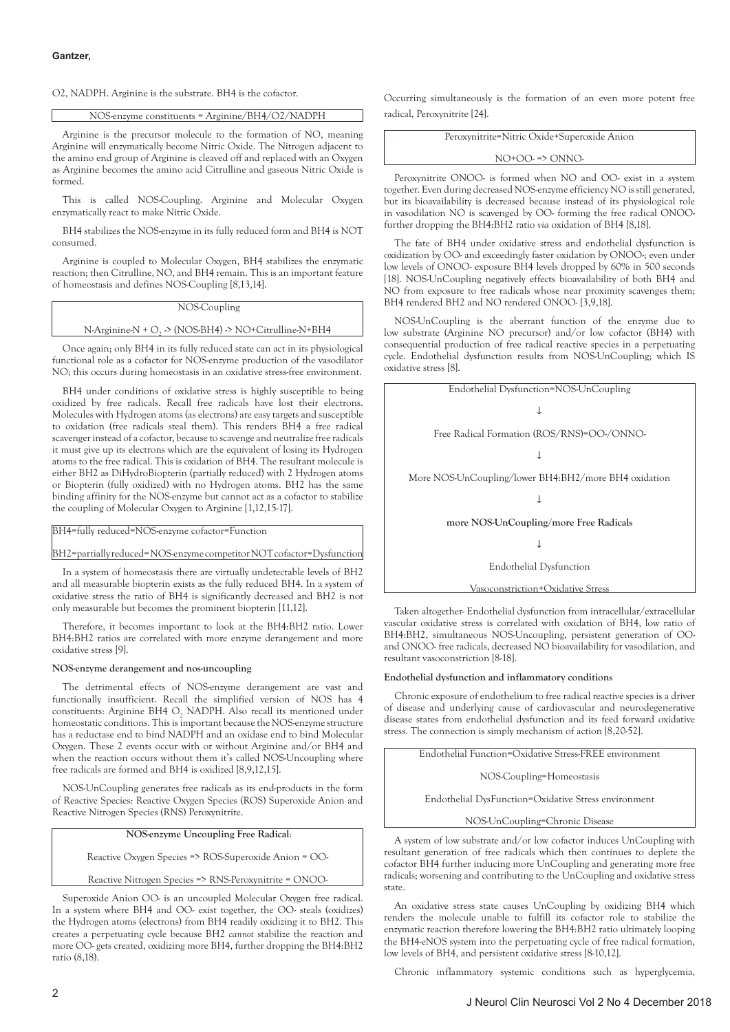O2, NADPH. Arginine is the substrate. BH4 is the cofactor.

| NOS-enzyme constituents = Arginine/BH4/O2/NADPH |
|---|

Arginine is the precursor molecule to the formation of NO, meaning Arginine will enzymatically become Nitric Oxide. The Nitrogen adjacent to the amino end group of Arginine is cleaved off and replaced with an Oxygen as Arginine becomes the amino acid Citrulline and gaseous Nitric Oxide is formed.

This is called NOS-Coupling. Arginine and Molecular Oxygen enzymatically react to make Nitric Oxide.

BH4 stabilizes the NOS-enzyme in its fully reduced form and BH4 is NOT consumed.

Arginine is coupled to Molecular Oxygen, BH4 stabilizes the enzymatic reaction; then Citrulline, NO, and BH4 remain. This is an important feature of homeostasis and defines NOS-Coupling [8,13,14].

| NOS-Coupling |
|---|
| N-Arginine-N + $O_2$ -> (NOS-BH4) -> NO+Citrulline-N+BH4 |

Once again; only BH4 in its fully reduced state can act in its physiological functional role as a cofactor for NOS-enzyme production of the vasodilator NO; this occurs during homeostasis in an oxidative stress-free environment.

BH4 under conditions of oxidative stress is highly susceptible to being oxidized by free radicals. Recall free radicals have lost their electrons. Molecules with Hydrogen atoms (as electrons) are easy targets and susceptible to oxidation (free radicals steal them). This renders BH4 a free radical scavenger instead of a cofactor, because to scavenge and neutralize free radicals it must give up its electrons which are the equivalent of losing its Hydrogen atoms to the free radical. This is oxidation of BH4. The resultant molecule is either BH2 as DiHydroBiopterin (partially reduced) with 2 Hydrogen atoms or Biopterin (fully oxidized) with no Hydrogen atoms. BH2 has the same binding affinity for the NOS-enzyme but cannot act as a cofactor to stabilize the coupling of Molecular Oxygen to Arginine [1,12,15-17].

| BH4=fully reduced=NOS-enzyme cofactor=Function |
|---|
| BH2=partially reduced= NOS-enzyme competitor NOT cofactor=Dysfunction |

In a system of homeostasis there are virtually undetectable levels of BH2 and all measurable biopterin exists as the fully reduced BH4. In a system of oxidative stress the ratio of BH4 is significantly decreased and BH2 is not only measurable but becomes the prominent biopterin [11,12].

Therefore, it becomes important to look at the BH4:BH2 ratio. Lower BH4:BH2 ratios are correlated with more enzyme derangement and more oxidative stress [9].

**NOS-enzyme derangement and nos-uncoupling**

The detrimental effects of NOS-enzyme derangement are vast and functionally insufficient. Recall the simplified version of NOS has 4 constituents: Arginine BH4 $O_2$ NADPH. Also recall its mentioned under homeostatic conditions. This is important because the NOS-enzyme structure has a reductase end to bind NADPH and an oxidase end to bind Molecular Oxygen. These 2 events occur with or without Arginine and/or BH4 and when the reaction occurs without them it's called NOS-Uncoupling where free radicals are formed and BH4 is oxidized [8,9,12,15].

NOS-UnCoupling generates free radicals as its end-products in the form of Reactive Species: Reactive Oxygen Species (ROS) Superoxide Anion and Reactive Nitrogen Species (RNS) Peroxynitrite.

| **NOS-enzyme Uncoupling Free Radical**: |
|---|
| Reactive Oxygen Species => ROS-Superoxide Anion = OO- |
| Reactive Nitrogen Species => RNS-Peroxynitrite = ONOO- |

Superoxide Anion OO- is an uncoupled Molecular Oxygen free radical. In a system where BH4 and OO- exist together, the OO- steals (oxidizes) the Hydrogen atoms (electrons) from BH4 readily oxidizing it to BH2. This creates a perpetuating cycle because BH2 *cannot* stabilize the reaction and more OO- gets created, oxidizing more BH4, further dropping the BH4:BH2 ratio (8,18).

Occurring simultaneously is the formation of an even more potent free radical, Peroxynitrite [24].

| Peroxynitrite=Nitric Oxide+Superoxide Anion |
|---|
| NO+OO- => ONNO- |

Peroxynitrite ONOO- is formed when NO and OO- exist in a system together. Even during decreased NOS-enzyme efficiency NO is still generated, but its bioavailability is decreased because instead of its physiological role in vasodilation NO is scavenged by OO- forming the free radical ONOO- further dropping the BH4:BH2 ratio *via* oxidation of BH4 [8,18].

The fate of BH4 under oxidative stress and endothelial dysfunction is oxidization by OO- and exceedingly faster oxidation by ONOO-; even under low levels of ONOO- exposure BH4 levels dropped by 60% in 500 seconds [18]. NOS-UnCoupling negatively effects bioavailability of both BH4 and NO from exposure to free radicals whose near proximity scavenges them; BH4 rendered BH2 and NO rendered ONOO- [3,9,18].

NOS-UnCoupling is the aberrant function of the enzyme due to low substrate (Arginine NO precursor) and/or low cofactor (BH4) with consequential production of free radical reactive species in a perpetuating cycle. Endothelial dysfunction results from NOS-UnCoupling; which IS oxidative stress [8].

| Endothelial Dysfunction=NOS-UnCoupling |
|---|
| ↓ |
| Free Radical Formation (ROS/RNS)=OO-/ONNO- |
| ↓ |
| More NOS-UnCoupling/lower BH4:BH2/more BH4 oxidation |
| ↓ |
| **more NOS-UnCoupling/more Free Radicals** |
| ↓ |
| Endothelial Dysfunction |
| Vasoconstriction+Oxidative Stress |

Taken altogether- Endothelial dysfunction from intracellular/extracellular vascular oxidative stress is correlated with oxidation of BH4, low ratio of BH4:BH2, simultaneous NOS-Uncoupling, persistent generation of OO- and ONOO- free radicals, decreased NO bioavailability for vasodilation, and resultant vasoconstriction [8-18].

**Endothelial dysfunction and inflammatory conditions**

Chronic exposure of endothelium to free radical reactive species is a driver of disease and underlying cause of cardiovascular and neurodegenerative disease states from endothelial dysfunction and its feed forward oxidative stress. The connection is simply mechanism of action [8,20-52].

| Endothelial Function=Oxidative Stress-FREE environment |
|---|
| NOS-Coupling=Homeostasis |
| Endothelial DysFunction=Oxidative Stress environment |
| NOS-UnCoupling=Chronic Disease |

A system of low substrate and/or low cofactor induces UnCoupling with resultant generation of free radicals which then continues to deplete the cofactor BH4 further inducing more UnCoupling and generating more free radicals; worsening and contributing to the UnCoupling and oxidative stress state.

An oxidative stress state causes UnCoupling by oxidizing BH4 which renders the molecule unable to fulfill its cofactor role to stabilize the enzymatic reaction therefore lowering the BH4:BH2 ratio ultimately looping the BH4-eNOS system into the perpetuating cycle of free radical formation, low levels of BH4, and persistent oxidative stress [8-10,12].

Chronic inflammatory systemic conditions such as hyperglycemia,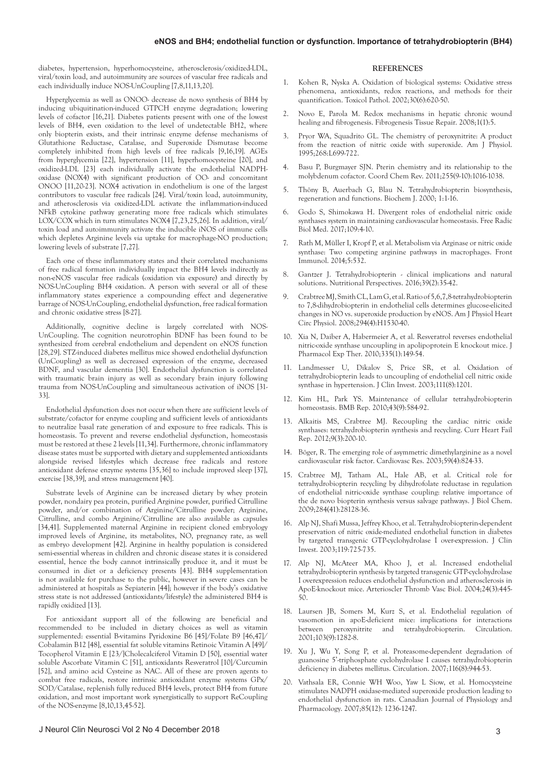diabetes, hypertension, hyperhomocysteine, atherosclerosis/oxidized-LDL, viral/toxin load, and autoimmunity are sources of vascular free radicals and each individually induce NOS-UnCoupling [7,8,11,13,20].

Hyperglycemia as well as ONOO- decrease de novo synthesis of BH4 by inducing ubiquitination-induced GTPCH enzyme degradation; lowering levels of cofactor [16,21]. Diabetes patients present with one of the lowest levels of BH4, even oxidation to the level of undetectable BH2, where only biopterin exists, and their intrinsic enzyme defense mechanisms of Glutathione Reductase, Catalase, and Superoxide Dismutase become completely inhibited from high levels of free radicals [9,16,19]. AGEs from hyperglycemia [22], hypertension [11], hyperhomocysteine [20], and oxidized-LDL [23] each individually activate the endothelial NADPH-oxidase (NOX4) with significant production of OO- and concomitant ONOO [11,20-23]. NOX4 activation in endothelium is one of the largest contributors to vascular free radicals [24]. Viral/toxin load, autoimmunity, and atherosclerosis via oxidized-LDL activate the inflammation-induced NFkB cytokine pathway generating more free radicals which stimulates LOX/COX which in turn stimulates NOX4 [7,23,25,26]. In addition, viral/toxin load and autoimmunity activate the inducible iNOS of immune cells which depletes Arginine levels *via* uptake for macrophage-NO production; lowering levels of substrate [7,27].

Each one of these inflammatory states and their correlated mechanisms of free radical formation individually impact the BH4 levels indirectly as non-eNOS vascular free radicals (oxidation via exposure) and directly by NOS-UnCoupling BH4 oxidation. A person with several or all of these inflammatory states experience a compounding effect and degenerative barrage of NOS-UnCoupling, endothelial dysfunction, free radical formation and chronic oxidative stress [8-27].

Additionally, cognitive decline is largely correlated with NOS-UnCoupling. The cognition neurotrophin BDNF has been found to be synthesized from cerebral endothelium and dependent on eNOS function [28,29]. STZ-induced diabetes mellitus mice showed endothelial dysfunction (UnCoupling) as well as decreased expression of the enzyme, decreased BDNF, and vascular dementia [30]. Endothelial dysfunction is correlated with traumatic brain injury as well as secondary brain injury following trauma from NOS-UnCoupling and simultaneous activation of iNOS [31-33].

Endothelial dysfunction does not occur when there are sufficient levels of substrate/cofactor for enzyme coupling and sufficient levels of antioxidants to neutralize basal rate generation of and exposure to free radicals. This is homeostasis. To prevent and reverse endothelial dysfunction, homeostasis must be restored at these 2 levels [11,34]. Furthermore, chronic inflammatory disease states must be supported with dietary and supplemented antioxidants alongside revised lifestyles which decrease free radicals and restore antioxidant defense enzyme systems [35,36] to include improved sleep [37], exercise [38,39], and stress management [40].

Substrate levels of Arginine can be increased dietary by whey protein powder, nondairy pea protein, purified Arginine powder, purified Citrulline powder, and/or combination of Arginine/Citrulline powder; Arginine, Citrulline, and combo Arginine/Citrulline are also available as capsules [34,41]. Supplemented maternal Arginine in recipient cloned embryology improved levels of Arginine, its metabolites, NO, pregnancy rate, as well as embryo development [42]. Arginine in healthy population is considered semi-essential whereas in children and chronic disease states it is considered essential, hence the body cannot intrinsically produce it, and it must be consumed in diet or a deficiency presents [43]. BH4 supplementation is not available for purchase to the public, however in severe cases can be administered at hospitals as Sepiaterin [44]; however if the body's oxidative stress state is not addressed (antioxidants/lifestyle) the administered BH4 is rapidly oxidized [13].

For antioxidant support all of the following are beneficial and recommended to be included in dietary choices as well as vitamin supplemented: essential B-vitamins Pyridoxine B6 [45]/Folate B9 [46,47]/Cobalamin B12 [48], essential fat soluble vitamins Retinoic Vitamin A [49]/Tocopherol Vitamin E [23/]Cholecalciferol Vitamin D [50], essential water soluble Ascorbate Vitamin C [51], antioxidants Resveratrol [10]/Curcumin [52], and amino acid Cysteine as NAC. All of these are proven agents to combat free radicals, restore intrinsic antioxidant enzyme systems GPx/SOD/Catalase, replenish fully reduced BH4 levels, protect BH4 from future oxidation, and most important work synergistically to support ReCoupling of the NOS-enzyme [8,10,13,45-52].

## REFERENCES

1. Kohen R, Nyska A. Oxidation of biological systems: Oxidative stress phenomena, antioxidants, redox reactions, and methods for their quantification. Toxicol Pathol. 2002;30(6):620-50.
2. Novo E, Parola M. Redox mechanisms in hepatic chronic wound healing and fibrogenesis. Fibrogenesis Tissue Repair. 2008;1(1):5.
3. Pryor WA, Squadrito GL. The chemistry of peroxynitrite: A product from the reaction of nitric oxide with superoxide. Am J Physiol. 1995;268:L699-722.
4. Basu P, Burgmayer SJN. Pterin chemistry and its relationship to the molybdenum cofactor. Coord Chem Rev. 2011;255(9-10):1016-1038.
5. Thöny B, Auerbach G, Blau N. Tetrahydrobiopterin biosynthesis, regeneration and functions. Biochem J. 2000; 1:1-16.
6. Godo S, Shimokawa H. Divergent roles of endothelial nitric oxide synthases system in maintaining cardiovascular homeostasis. Free Radic Biol Med. 2017;109:4-10.
7. Rath M, Müller I, Kropf P, et al. Metabolism via Arginase or nitric oxide synthase: Two competing arginine pathways in macrophages. Front Immunol. 2014;5:532.
8. Gantzer J. Tetrahydrobiopterin - clinical implications and natural solutions. Nutritional Perspectives. 2016;39(2):35-42.
9. Crabtree MJ, Smith CL, Lam G, et al. Ratio of 5,6,7,8-tetrahydrobiopterin to 7,8-dihydrobiopterin in endothelial cells determines glucose-elicited changes in NO vs. superoxide production by eNOS. Am J Physiol Heart Circ Physiol. 2008;294(4):H1530-40.
10. Xia N, Daiber A, Habermeier A, et al. Resveratrol reverses endothelial nitric-oxide synthase uncoupling in apolipoprotein E knockout mice. J Pharmacol Exp Ther. 2010;335(1):149-54.
11. Landmesser U, Dikalov S, Price SR, et al. Oxidation of tetrahydrobiopterin leads to uncoupling of endothelial cell nitric oxide synthase in hypertension. J Clin Invest. 2003;111(8):1201.
12. Kim HL, Park YS. Maintenance of cellular tetrahydrobiopterin homeostasis. BMB Rep. 2010;43(9):584-92.
13. Alkaitis MS, Crabtree MJ. Recoupling the cardiac nitric oxide synthases: tetrahydrobiopterin synthesis and recycling. Curr Heart Fail Rep. 2012;9(3):200-10.
14. Böger, R. The emerging role of asymmetric dimethylarginine as a novel cardiovascular risk factor. Cardiovasc Res. 2003;59(4):824-33.
15. Crabtree MJ, Tatham AL, Hale AB, et al. Critical role for tetrahydrobiopterin recycling by dihydrofolate reductase in regulation of endothelial nitric-oxide synthase coupling: relative importance of the de novo biopterin synthesis versus salvage pathways. J Biol Chem. 2009;284(41):28128-36.
16. Alp NJ, Shafi Mussa, Jeffrey Khoo, et al. Tetrahydrobiopterin-dependent preservation of nitric oxide-mediated endothelial function in diabetes by targeted transgenic GTP-cyclohydrolase I over-expression. J Clin Invest. 2003;119:725-735.
17. Alp NJ, McAteer MA, Khoo J, et al. Increased endothelial tetrahydrobiopterin synthesis by targeted transgenic GTP-cyclohydrolase I overexpression reduces endothelial dysfunction and atherosclerosis in ApoE-knockout mice. Arterioscler Thromb Vasc Biol. 2004;24(3):445-50.
18. Laursen JB, Somers M, Kurz S, et al. Endothelial regulation of vasomotion in apoE-deficient mice: implications for interactions between peroxynitrite and tetrahydrobiopterin. Circulation. 2001;103(9):1282-8.
19. Xu J, Wu Y, Song P, et al. Proteasome-dependent degradation of guanosine 5'-triphosphate cyclohydrolase I causes tetrahydrobiopterin deficiency in diabetes mellitus. Circulation. 2007;116(8):944-53.
20. Vathsala ER, Connie WH Woo, Yaw L Siow, et al. Homocysteine stimulates NADPH oxidase-mediated superoxide production leading to endothelial dysfunction in rats. Canadian Journal of Physiology and Pharmacology. 2007;85(12): 1236-1247.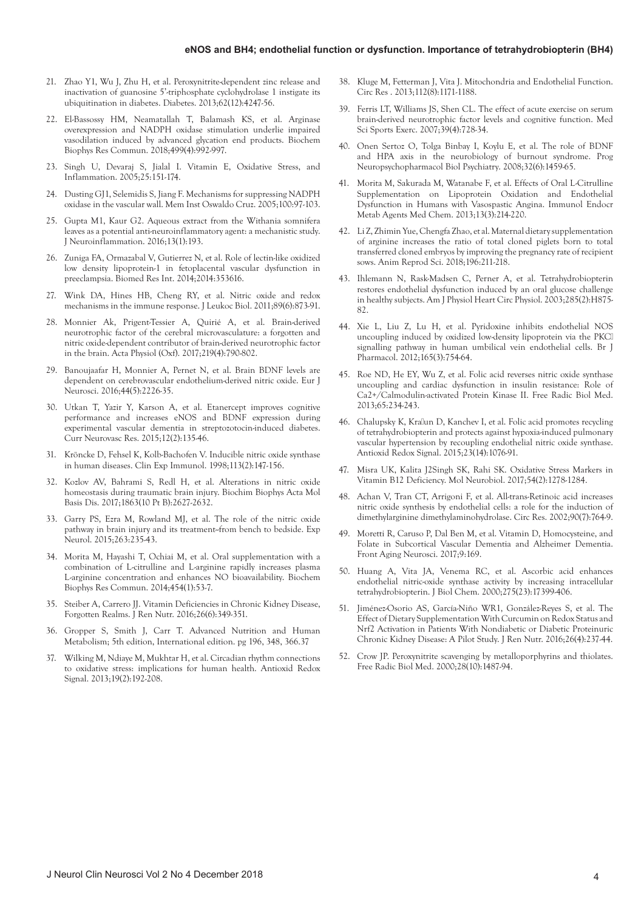21. Zhao Y1, Wu J, Zhu H, et al. Peroxynitrite-dependent zinc release and inactivation of guanosine 5'-triphosphate cyclohydrolase 1 instigate its ubiquitination in diabetes. Diabetes. 2013;62(12):4247-56.

22. El-Bassossy HM, Neamatallah T, Balamash KS, et al. Arginase overexpression and NADPH oxidase stimulation underlie impaired vasodilation induced by advanced glycation end products. Biochem Biophys Res Commun. 2018;499(4):992-997.

23. Singh U, Devaraj S, Jialal I. Vitamin E, Oxidative Stress, and Inflammation. 2005;25:151-174.

24. Dusting GJ1, Selemidis S, Jiang F. Mechanisms for suppressing NADPH oxidase in the vascular wall. Mem Inst Oswaldo Cruz. 2005;100:97-103.

25. Gupta M1, Kaur G2. Aqueous extract from the Withania somnifera leaves as a potential anti-neuroinflammatory agent: a mechanistic study. J Neuroinflammation. 2016;13(1):193.

26. Zuniga FA, Ormazabal V, Gutierrez N, et al. Role of lectin-like oxidized low density lipoprotein-1 in fetoplacental vascular dysfunction in preeclampsia. Biomed Res Int. 2014;2014:353616.

27. Wink DA, Hines HB, Cheng RY, et al. Nitric oxide and redox mechanisms in the immune response. J Leukoc Biol. 2011;89(6):873-91.

28. Monnier Ak, Prigent-Tessier A, Quirié A, et al. Brain-derived neurotrophic factor of the cerebral microvasculature: a forgotten and nitric oxide-dependent contributor of brain-derived neurotrophic factor in the brain. Acta Physiol (Oxf). 2017;219(4):790-802.

29. Banoujaafar H, Monnier A, Pernet N, et al. Brain BDNF levels are dependent on cerebrovascular endothelium-derived nitric oxide. Eur J Neurosci. 2016;44(5):2226-35.

30. Utkan T, Yazir Y, Karson A, et al. Etanercept improves cognitive performance and increases eNOS and BDNF expression during experimental vascular dementia in streptozotocin-induced diabetes. Curr Neurovasc Res. 2015;12(2):135-46.

31. Kröncke D, Fehsel K, Kolb-Bachofen V. Inducible nitric oxide synthase in human diseases. Clin Exp Immunol. 1998;113(2):147-156.

32. Kozlov AV, Bahrami S, Redl H, et al. Alterations in nitric oxide homeostasis during traumatic brain injury. Biochim Biophys Acta Mol Basis Dis. 2017;1863(10 Pt B):2627-2632.

33. Garry PS, Ezra M, Rowland MJ, et al. The role of the nitric oxide pathway in brain injury and its treatment--from bench to bedside. Exp Neurol. 2015;263:235-43.

34. Morita M, Hayashi T, Ochiai M, et al. Oral supplementation with a combination of L-citrulline and L-arginine rapidly increases plasma L-arginine concentration and enhances NO bioavailability. Biochem Biophys Res Commun. 2014;454(1):53-7.

35. Steiber A, Carrero JJ. Vitamin Deficiencies in Chronic Kidney Disease, Forgotten Realms. J Ren Nutr. 2016;26(6):349-351.

36. Gropper S, Smith J, Carr T. Advanced Nutrition and Human Metabolism; 5th edition, International edition. pg 196, 348, 366.37

37. Wilking M, Ndiaye M, Mukhtar H, et al. Circadian rhythm connections to oxidative stress: implications for human health. Antioxid Redox Signal. 2013;19(2):192-208.

38. Kluge M, Fetterman J, Vita J. Mitochondria and Endothelial Function. Circ Res . 2013;112(8):1171-1188.

39. Ferris LT, Williams JS, Shen CL. The effect of acute exercise on serum brain-derived neurotrophic factor levels and cognitive function. Med Sci Sports Exerc. 2007;39(4):728-34.

40. Onen Sertoz O, Tolga Binbay I, Koylu E, et al. The role of BDNF and HPA axis in the neurobiology of burnout syndrome. Prog Neuropsychopharmacol Biol Psychiatry. 2008;32(6):1459-65.

41. Morita M, Sakurada M, Watanabe F, et al. Effects of Oral L-Citrulline Supplementation on Lipoprotein Oxidation and Endothelial Dysfunction in Humans with Vasospastic Angina. Immunol Endocr Metab Agents Med Chem. 2013;13(3):214-220.

42. Li Z, Zhimin Yue, Chengfa Zhao, et al. Maternal dietary supplementation of arginine increases the ratio of total cloned piglets born to total transferred cloned embryos by improving the pregnancy rate of recipient sows. Anim Reprod Sci. 2018;196:211-218.

43. Ihlemann N, Rask-Madsen C, Perner A, et al. Tetrahydrobiopterin restores endothelial dysfunction induced by an oral glucose challenge in healthy subjects. Am J Physiol Heart Circ Physiol. 2003;285(2):H875-82.

44. Xie L, Liu Z, Lu H, et al. Pyridoxine inhibits endothelial NOS uncoupling induced by oxidized low-density lipoprotein via the PKC signalling pathway in human umbilical vein endothelial cells. Br J Pharmacol. 2012;165(3):754-64.

45. Roe ND, He EY, Wu Z, et al. Folic acid reverses nitric oxide synthase uncoupling and cardiac dysfunction in insulin resistance: Role of Ca2+/Calmodulin-activated Protein Kinase II. Free Radic Biol Med. 2013;65:234-243.

46. Chalupsky K, Kralun D, Kanchev I, et al. Folic acid promotes recycling of tetrahydrobiopterin and protects against hypoxia-induced pulmonary vascular hypertension by recoupling endothelial nitric oxide synthase. Antioxid Redox Signal. 2015;23(14):1076-91.

47. Misra UK, Kalita J2Singh SK, Rahi SK. Oxidative Stress Markers in Vitamin B12 Deficiency. Mol Neurobiol. 2017;54(2):1278-1284.

48. Achan V, Tran CT, Arrigoni F, et al. All-trans-Retinoic acid increases nitric oxide synthesis by endothelial cells: a role for the induction of dimethylarginine dimethylaminohydrolase. Circ Res. 2002;90(7):764-9.

49. Moretti R, Caruso P, Dal Ben M, et al. Vitamin D, Homocysteine, and Folate in Subcortical Vascular Dementia and Alzheimer Dementia. Front Aging Neurosci. 2017;9:169.

50. Huang A, Vita JA, Venema RC, et al. Ascorbic acid enhances endothelial nitric-oxide synthase activity by increasing intracellular tetrahydrobiopterin. J Biol Chem. 2000;275(23):17399-406.

51. Jiménez-Osorio AS, García-Niño WR1, González-Reyes S, et al. The Effect of Dietary Supplementation With Curcumin on Redox Status and Nrf2 Activation in Patients With Nondiabetic or Diabetic Proteinuric Chronic Kidney Disease: A Pilot Study. J Ren Nutr. 2016;26(4):237-44.

52. Crow JP. Peroxynitrite scavenging by metalloporphyrins and thiolates. Free Radic Biol Med. 2000;28(10):1487-94.